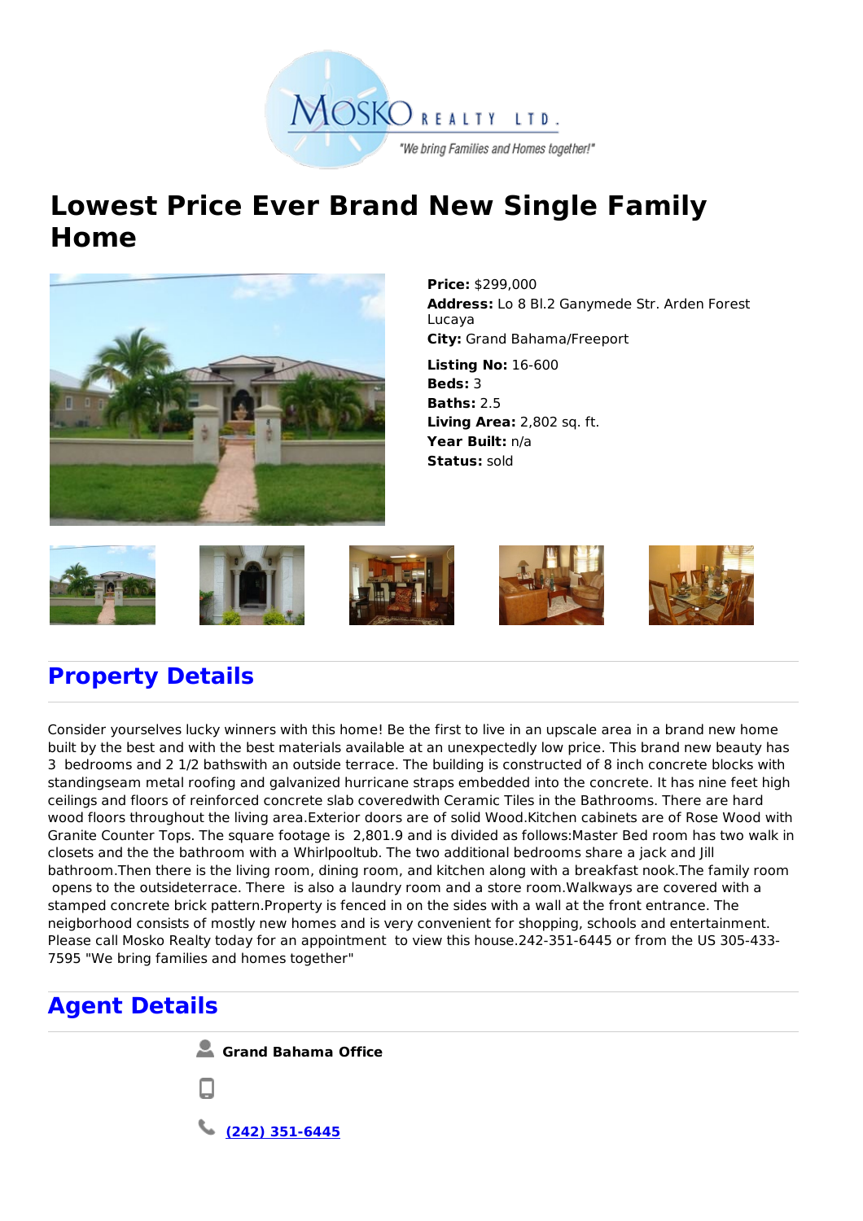# Lowest Price Ever Brand New Single Family Home

**Price:** $299,000
**Address:** Lo 8 Bl.2 Ganymede Str. Arden Forest Lucaya
**City:** Grand Bahama/Freeport

**Listing No:** 16-600
**Beds:** 3
**Baths:** 2.5
**Living Area:** 2,802 sq. ft.
**Year Built:** n/a
**Status:** sold

## Property Details

Consider yourselves lucky winners with this home! Be the first to live in an upscale area in a brand new home built by the best and with the best materials available at an unexpectedly low price. This brand new beauty has 3 bedrooms and 2 1/2 bathswith an outside terrace. The building is constructed of 8 inch concrete blocks with standingseam metal roofing and galvanized hurricane straps embedded into the concrete. It has nine feet high ceilings and floors of reinforced concrete slab coveredwith Ceramic Tiles in the Bathrooms. There are hard wood floors throughout the living area.Exterior doors are of solid Wood.Kitchen cabinets are of Rose Wood with Granite Counter Tops. The square footage is 2,801.9 and is divided as follows:Master Bed room has two walk in closets and the the bathroom with a Whirlpooltub. The two additional bedrooms share a jack and Jill bathroom.Then there is the living room, dining room, and kitchen along with a breakfast nook.The family room opens to the outsideterrace. There is also a laundry room and a store room.Walkways are covered with a stamped concrete brick pattern.Property is fenced in on the sides with a wall at the front entrance. The neigborhood consists of mostly new homes and is very convenient for shopping, schools and entertainment. Please call Mosko Realty today for an appointment to view this house.242-351-6445 or from the US 305-433-7595 "We bring families and homes together"

## Agent Details

**Grand Bahama Office**

(242) 351-6445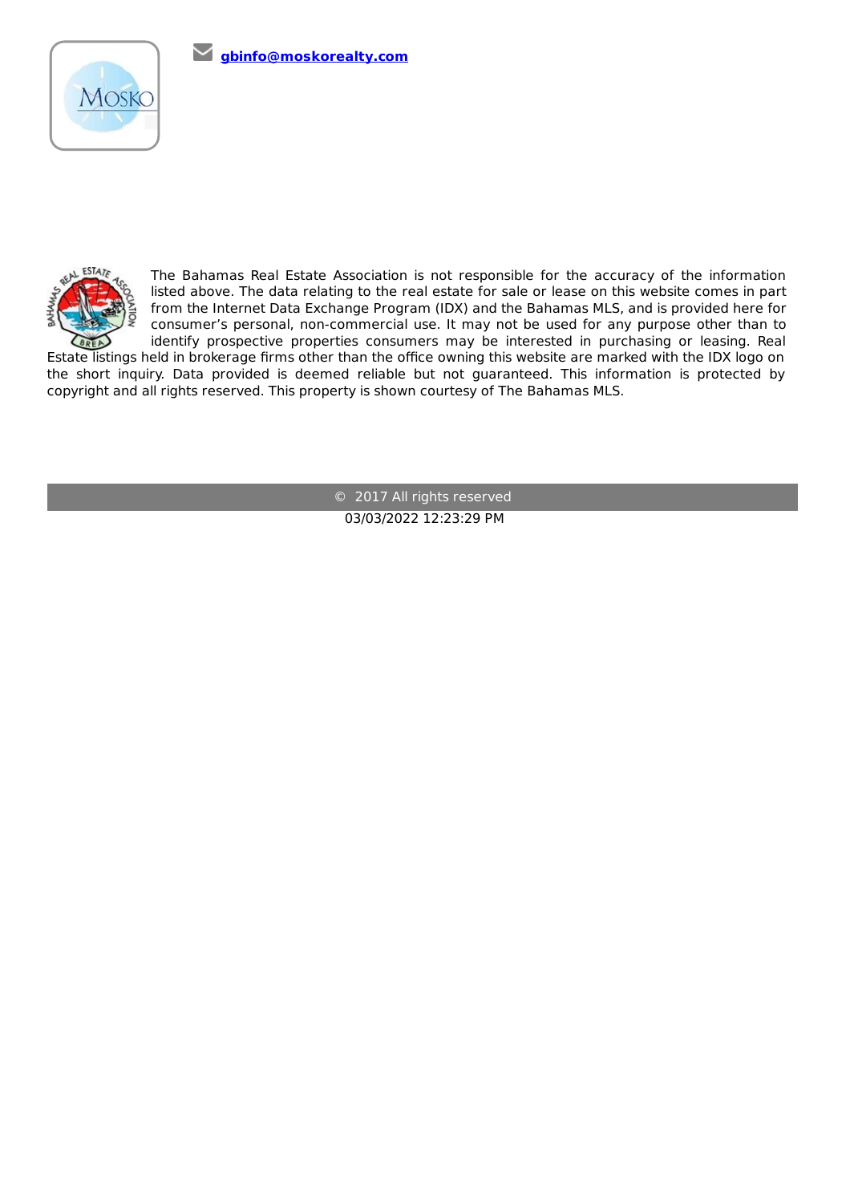**gbinfo@moskorealty.com**

The Bahamas Real Estate Association is not responsible for the accuracy of the information listed above. The data relating to the real estate for sale or lease on this website comes in part from the Internet Data Exchange Program (IDX) and the Bahamas MLS, and is provided here for consumer's personal, non-commercial use. It may not be used for any purpose other than to identify prospective properties consumers may be interested in purchasing or leasing. Real Estate listings held in brokerage firms other than the office owning this website are marked with the IDX logo on the short inquiry. Data provided is deemed reliable but not guaranteed. This information is protected by copyright and all rights reserved. This property is shown courtesy of The Bahamas MLS.

© 2017 All rights reserved

03/03/2022 12:23:29 PM